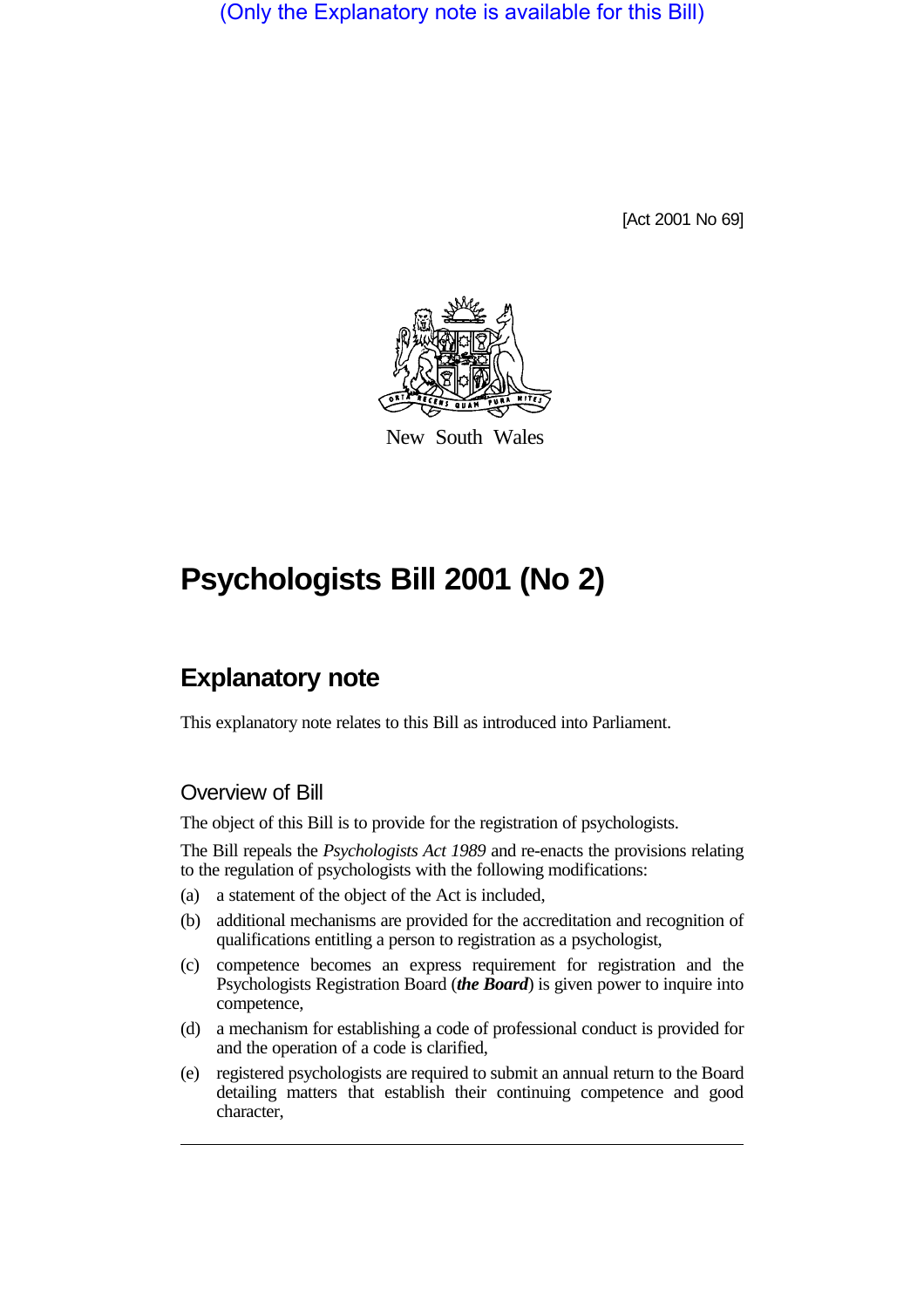(Only the Explanatory note is available for this Bill)

[Act 2001 No 69]

New South Wales

# Psychologists Bill 2001 (No 2)

## Explanatory note

This explanatory note relates to this Bill as introduced into Parliament.

### Overview of Bill

The object of this Bill is to provide for the registration of psychologists.

The Bill repeals the *Psychologists Act 1989* and re-enacts the provisions relating to the regulation of psychologists with the following modifications:

(a) a statement of the object of the Act is included,

(b) additional mechanisms are provided for the accreditation and recognition of qualifications entitling a person to registration as a psychologist,

(c) competence becomes an express requirement for registration and the Psychologists Registration Board (***the Board***) is given power to inquire into competence,

(d) a mechanism for establishing a code of professional conduct is provided for and the operation of a code is clarified,

(e) registered psychologists are required to submit an annual return to the Board detailing matters that establish their continuing competence and good character,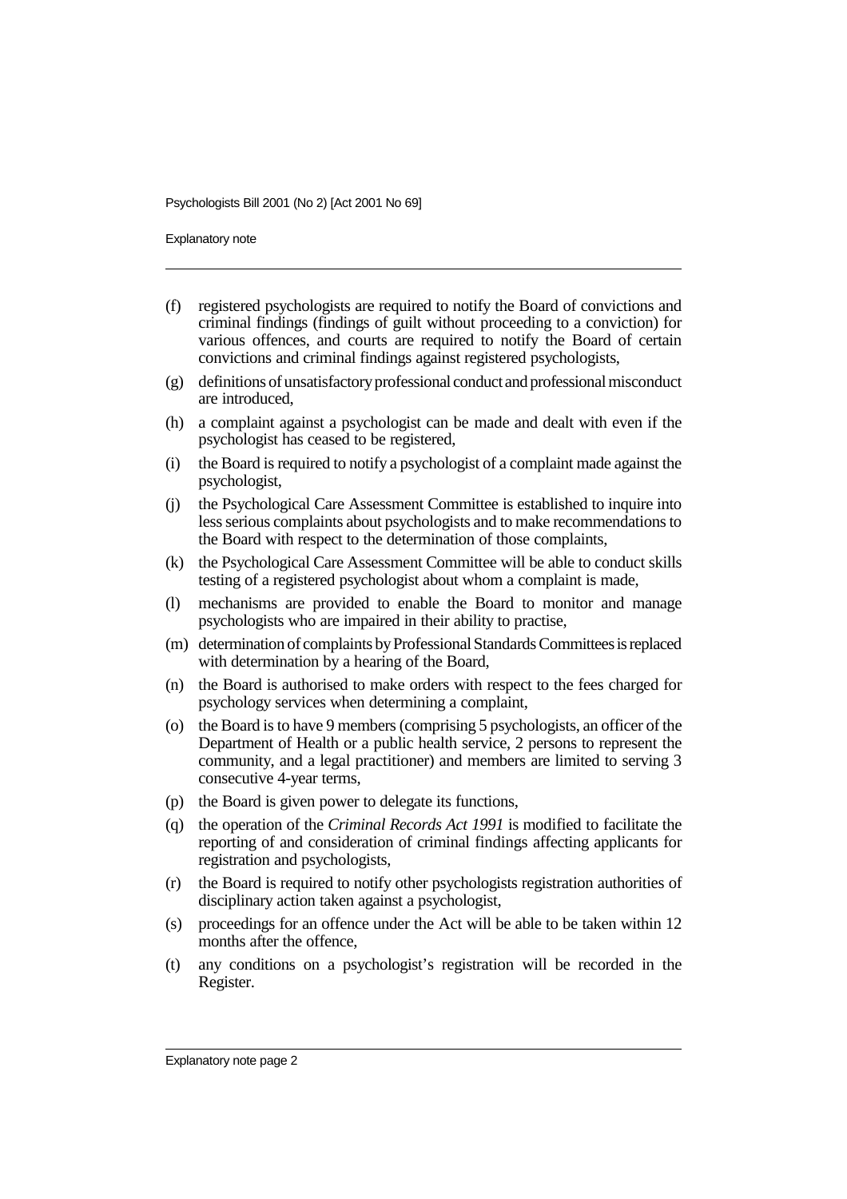(f) registered psychologists are required to notify the Board of convictions and criminal findings (findings of guilt without proceeding to a conviction) for various offences, and courts are required to notify the Board of certain convictions and criminal findings against registered psychologists,

(g) definitions of unsatisfactory professional conduct and professional misconduct are introduced,

(h) a complaint against a psychologist can be made and dealt with even if the psychologist has ceased to be registered,

(i) the Board is required to notify a psychologist of a complaint made against the psychologist,

(j) the Psychological Care Assessment Committee is established to inquire into less serious complaints about psychologists and to make recommendations to the Board with respect to the determination of those complaints,

(k) the Psychological Care Assessment Committee will be able to conduct skills testing of a registered psychologist about whom a complaint is made,

(l) mechanisms are provided to enable the Board to monitor and manage psychologists who are impaired in their ability to practise,

(m) determination of complaints by Professional Standards Committees is replaced with determination by a hearing of the Board,

(n) the Board is authorised to make orders with respect to the fees charged for psychology services when determining a complaint,

(o) the Board is to have 9 members (comprising 5 psychologists, an officer of the Department of Health or a public health service, 2 persons to represent the community, and a legal practitioner) and members are limited to serving 3 consecutive 4-year terms,

(p) the Board is given power to delegate its functions,

(q) the operation of the *Criminal Records Act 1991* is modified to facilitate the reporting of and consideration of criminal findings affecting applicants for registration and psychologists,

(r) the Board is required to notify other psychologists registration authorities of disciplinary action taken against a psychologist,

(s) proceedings for an offence under the Act will be able to be taken within 12 months after the offence,

(t) any conditions on a psychologist's registration will be recorded in the Register.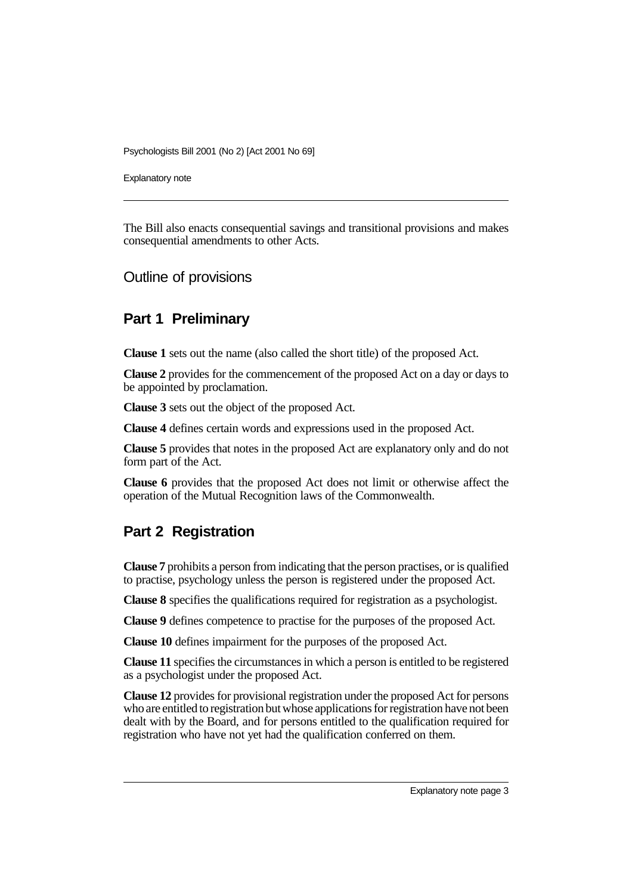The Bill also enacts consequential savings and transitional provisions and makes consequential amendments to other Acts.

## Outline of provisions

### Part 1 Preliminary

**Clause 1** sets out the name (also called the short title) of the proposed Act.

**Clause 2** provides for the commencement of the proposed Act on a day or days to be appointed by proclamation.

**Clause 3** sets out the object of the proposed Act.

**Clause 4** defines certain words and expressions used in the proposed Act.

**Clause 5** provides that notes in the proposed Act are explanatory only and do not form part of the Act.

**Clause 6** provides that the proposed Act does not limit or otherwise affect the operation of the Mutual Recognition laws of the Commonwealth.

### Part 2 Registration

**Clause 7** prohibits a person from indicating that the person practises, or is qualified to practise, psychology unless the person is registered under the proposed Act.

**Clause 8** specifies the qualifications required for registration as a psychologist.

**Clause 9** defines competence to practise for the purposes of the proposed Act.

**Clause 10** defines impairment for the purposes of the proposed Act.

**Clause 11** specifies the circumstances in which a person is entitled to be registered as a psychologist under the proposed Act.

**Clause 12** provides for provisional registration under the proposed Act for persons who are entitled to registration but whose applications for registration have not been dealt with by the Board, and for persons entitled to the qualification required for registration who have not yet had the qualification conferred on them.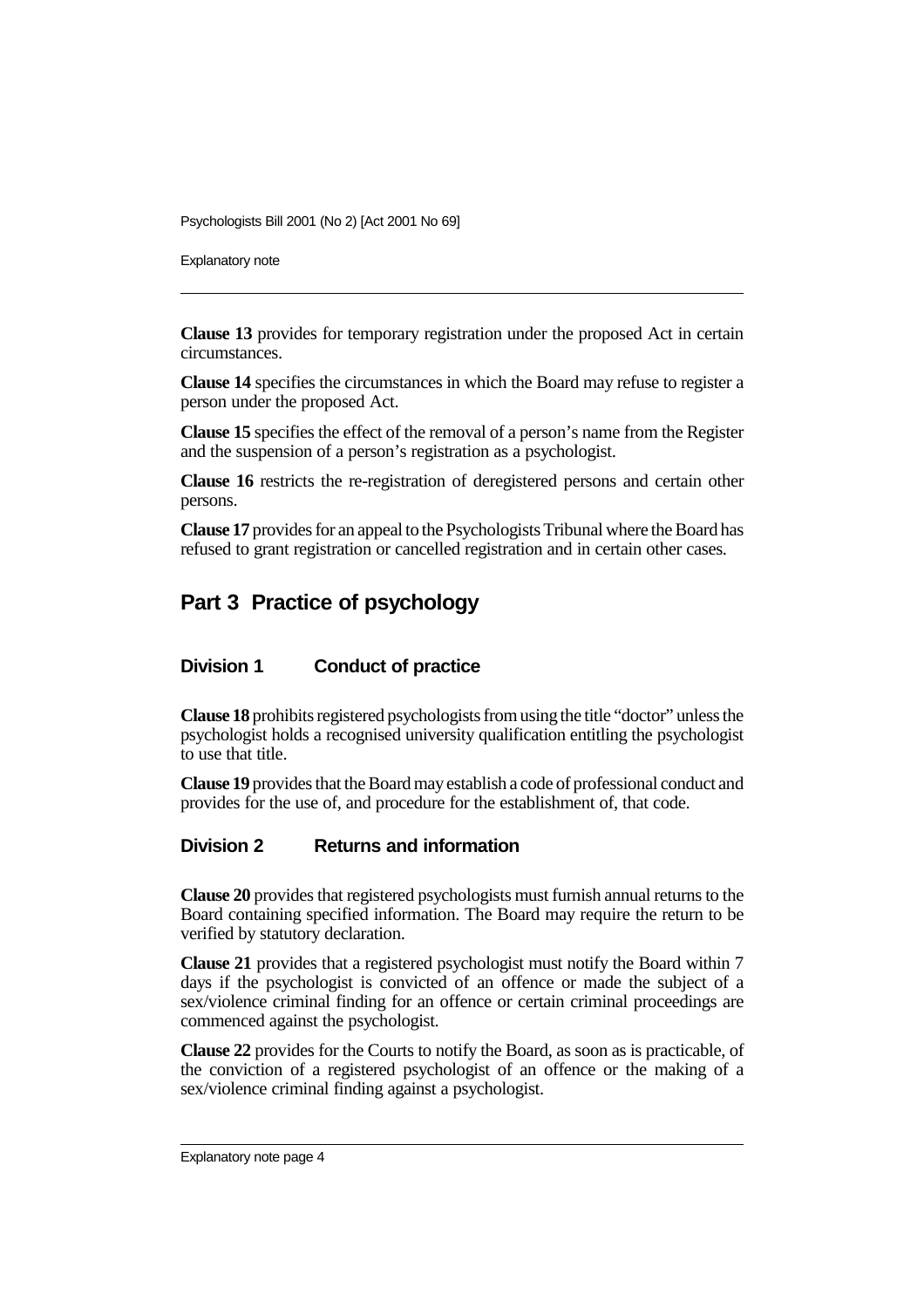**Clause 13** provides for temporary registration under the proposed Act in certain circumstances.

**Clause 14** specifies the circumstances in which the Board may refuse to register a person under the proposed Act.

**Clause 15** specifies the effect of the removal of a person's name from the Register and the suspension of a person's registration as a psychologist.

**Clause 16** restricts the re-registration of deregistered persons and certain other persons.

**Clause 17** provides for an appeal to the Psychologists Tribunal where the Board has refused to grant registration or cancelled registration and in certain other cases.

## Part 3 Practice of psychology

### Division 1 Conduct of practice

**Clause 18** prohibits registered psychologists from using the title "doctor" unless the psychologist holds a recognised university qualification entitling the psychologist to use that title.

**Clause 19** provides that the Board may establish a code of professional conduct and provides for the use of, and procedure for the establishment of, that code.

### Division 2 Returns and information

**Clause 20** provides that registered psychologists must furnish annual returns to the Board containing specified information. The Board may require the return to be verified by statutory declaration.

**Clause 21** provides that a registered psychologist must notify the Board within 7 days if the psychologist is convicted of an offence or made the subject of a sex/violence criminal finding for an offence or certain criminal proceedings are commenced against the psychologist.

**Clause 22** provides for the Courts to notify the Board, as soon as is practicable, of the conviction of a registered psychologist of an offence or the making of a sex/violence criminal finding against a psychologist.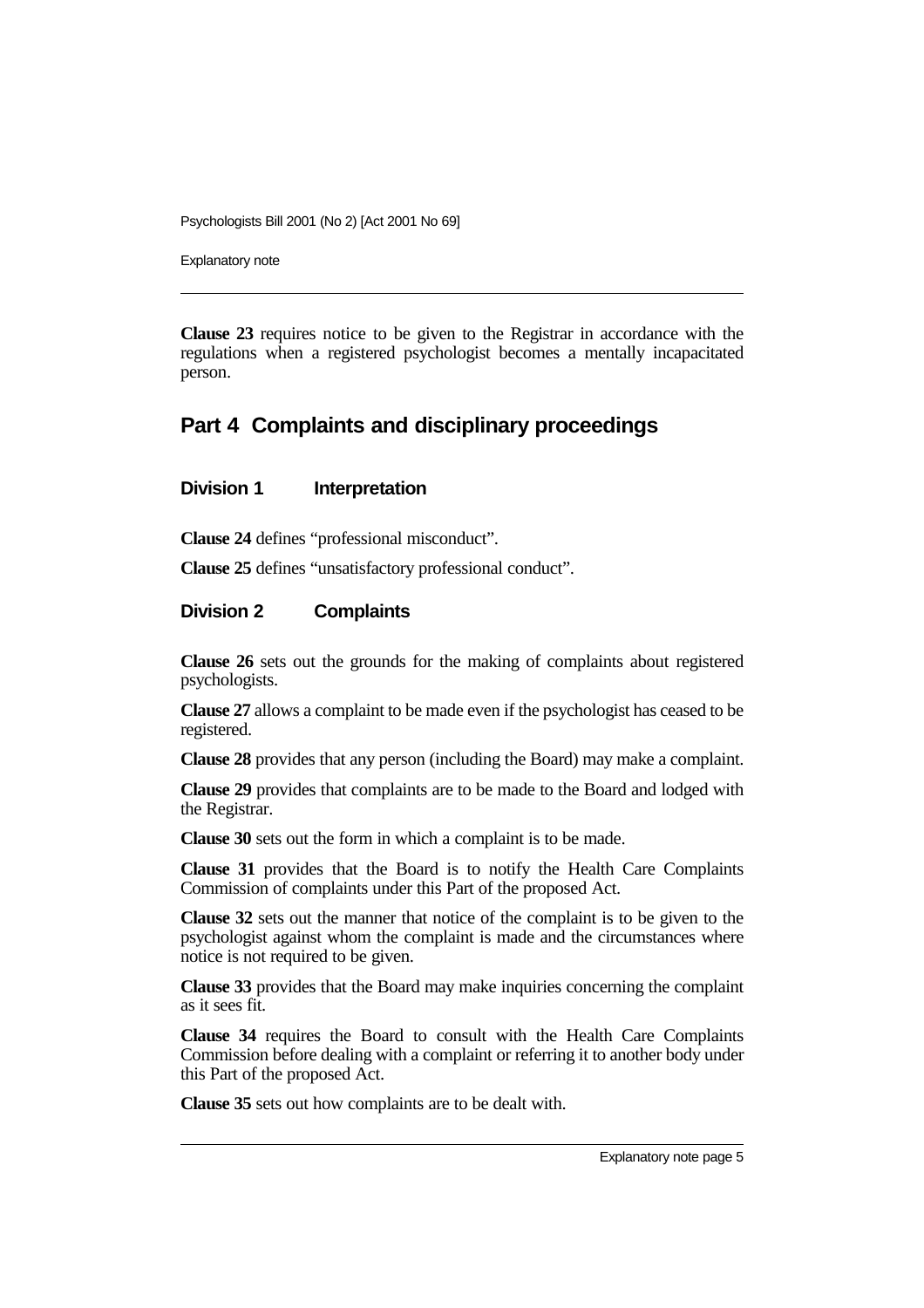**Clause 23** requires notice to be given to the Registrar in accordance with the regulations when a registered psychologist becomes a mentally incapacitated person.

## Part 4 Complaints and disciplinary proceedings

### Division 1 Interpretation

**Clause 24** defines "professional misconduct".

**Clause 25** defines "unsatisfactory professional conduct".

### Division 2 Complaints

**Clause 26** sets out the grounds for the making of complaints about registered psychologists.

**Clause 27** allows a complaint to be made even if the psychologist has ceased to be registered.

**Clause 28** provides that any person (including the Board) may make a complaint.

**Clause 29** provides that complaints are to be made to the Board and lodged with the Registrar.

**Clause 30** sets out the form in which a complaint is to be made.

**Clause 31** provides that the Board is to notify the Health Care Complaints Commission of complaints under this Part of the proposed Act.

**Clause 32** sets out the manner that notice of the complaint is to be given to the psychologist against whom the complaint is made and the circumstances where notice is not required to be given.

**Clause 33** provides that the Board may make inquiries concerning the complaint as it sees fit.

**Clause 34** requires the Board to consult with the Health Care Complaints Commission before dealing with a complaint or referring it to another body under this Part of the proposed Act.

**Clause 35** sets out how complaints are to be dealt with.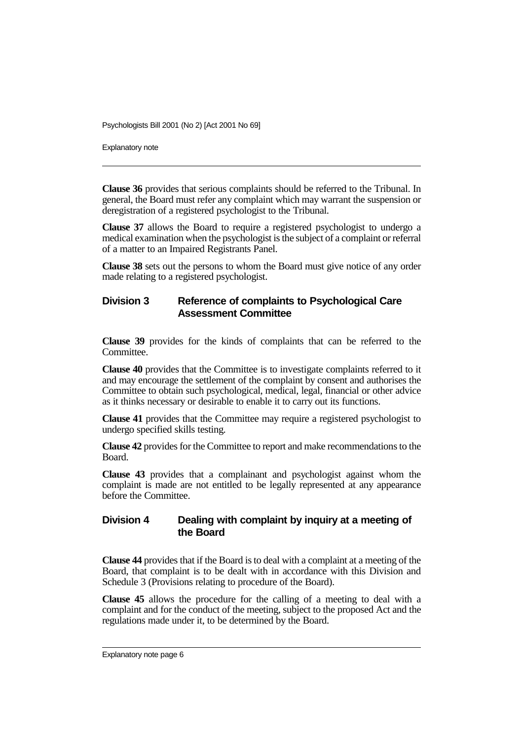**Clause 36** provides that serious complaints should be referred to the Tribunal. In general, the Board must refer any complaint which may warrant the suspension or deregistration of a registered psychologist to the Tribunal.

**Clause 37** allows the Board to require a registered psychologist to undergo a medical examination when the psychologist is the subject of a complaint or referral of a matter to an Impaired Registrants Panel.

**Clause 38** sets out the persons to whom the Board must give notice of any order made relating to a registered psychologist.

## Division 3 Reference of complaints to Psychological Care Assessment Committee

**Clause 39** provides for the kinds of complaints that can be referred to the Committee.

**Clause 40** provides that the Committee is to investigate complaints referred to it and may encourage the settlement of the complaint by consent and authorises the Committee to obtain such psychological, medical, legal, financial or other advice as it thinks necessary or desirable to enable it to carry out its functions.

**Clause 41** provides that the Committee may require a registered psychologist to undergo specified skills testing.

**Clause 42** provides for the Committee to report and make recommendations to the Board.

**Clause 43** provides that a complainant and psychologist against whom the complaint is made are not entitled to be legally represented at any appearance before the Committee.

## Division 4 Dealing with complaint by inquiry at a meeting of the Board

**Clause 44** provides that if the Board is to deal with a complaint at a meeting of the Board, that complaint is to be dealt with in accordance with this Division and Schedule 3 (Provisions relating to procedure of the Board).

**Clause 45** allows the procedure for the calling of a meeting to deal with a complaint and for the conduct of the meeting, subject to the proposed Act and the regulations made under it, to be determined by the Board.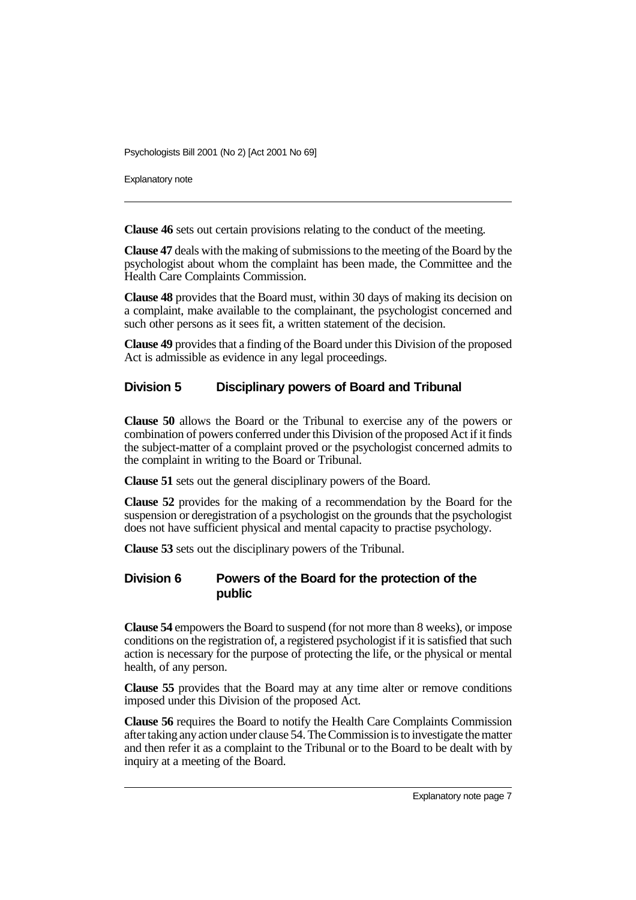**Clause 46** sets out certain provisions relating to the conduct of the meeting.

**Clause 47** deals with the making of submissions to the meeting of the Board by the psychologist about whom the complaint has been made, the Committee and the Health Care Complaints Commission.

**Clause 48** provides that the Board must, within 30 days of making its decision on a complaint, make available to the complainant, the psychologist concerned and such other persons as it sees fit, a written statement of the decision.

**Clause 49** provides that a finding of the Board under this Division of the proposed Act is admissible as evidence in any legal proceedings.

## Division 5 Disciplinary powers of Board and Tribunal

**Clause 50** allows the Board or the Tribunal to exercise any of the powers or combination of powers conferred under this Division of the proposed Act if it finds the subject-matter of a complaint proved or the psychologist concerned admits to the complaint in writing to the Board or Tribunal.

**Clause 51** sets out the general disciplinary powers of the Board.

**Clause 52** provides for the making of a recommendation by the Board for the suspension or deregistration of a psychologist on the grounds that the psychologist does not have sufficient physical and mental capacity to practise psychology.

**Clause 53** sets out the disciplinary powers of the Tribunal.

## Division 6 Powers of the Board for the protection of the public

**Clause 54** empowers the Board to suspend (for not more than 8 weeks), or impose conditions on the registration of, a registered psychologist if it is satisfied that such action is necessary for the purpose of protecting the life, or the physical or mental health, of any person.

**Clause 55** provides that the Board may at any time alter or remove conditions imposed under this Division of the proposed Act.

**Clause 56** requires the Board to notify the Health Care Complaints Commission after taking any action under clause 54. The Commission is to investigate the matter and then refer it as a complaint to the Tribunal or to the Board to be dealt with by inquiry at a meeting of the Board.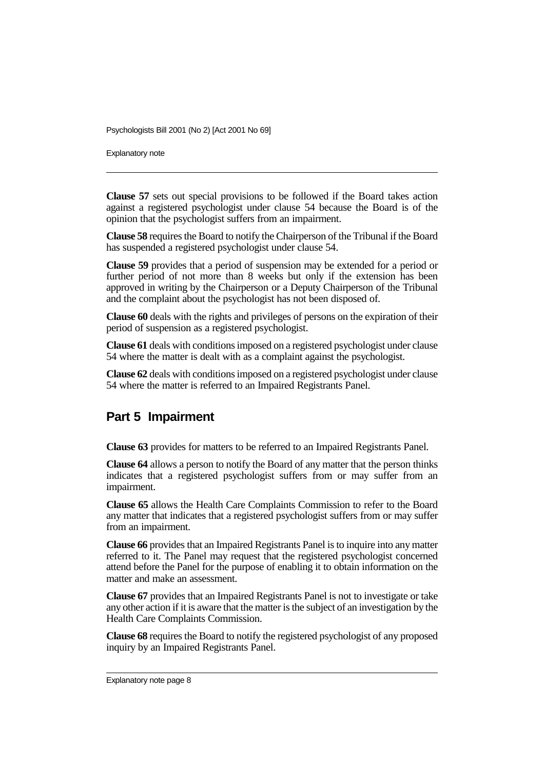**Clause 57** sets out special provisions to be followed if the Board takes action against a registered psychologist under clause 54 because the Board is of the opinion that the psychologist suffers from an impairment.

**Clause 58** requires the Board to notify the Chairperson of the Tribunal if the Board has suspended a registered psychologist under clause 54.

**Clause 59** provides that a period of suspension may be extended for a period or further period of not more than 8 weeks but only if the extension has been approved in writing by the Chairperson or a Deputy Chairperson of the Tribunal and the complaint about the psychologist has not been disposed of.

**Clause 60** deals with the rights and privileges of persons on the expiration of their period of suspension as a registered psychologist.

**Clause 61** deals with conditions imposed on a registered psychologist under clause 54 where the matter is dealt with as a complaint against the psychologist.

**Clause 62** deals with conditions imposed on a registered psychologist under clause 54 where the matter is referred to an Impaired Registrants Panel.

## Part 5 Impairment

**Clause 63** provides for matters to be referred to an Impaired Registrants Panel.

**Clause 64** allows a person to notify the Board of any matter that the person thinks indicates that a registered psychologist suffers from or may suffer from an impairment.

**Clause 65** allows the Health Care Complaints Commission to refer to the Board any matter that indicates that a registered psychologist suffers from or may suffer from an impairment.

**Clause 66** provides that an Impaired Registrants Panel is to inquire into any matter referred to it. The Panel may request that the registered psychologist concerned attend before the Panel for the purpose of enabling it to obtain information on the matter and make an assessment.

**Clause 67** provides that an Impaired Registrants Panel is not to investigate or take any other action if it is aware that the matter is the subject of an investigation by the Health Care Complaints Commission.

**Clause 68** requires the Board to notify the registered psychologist of any proposed inquiry by an Impaired Registrants Panel.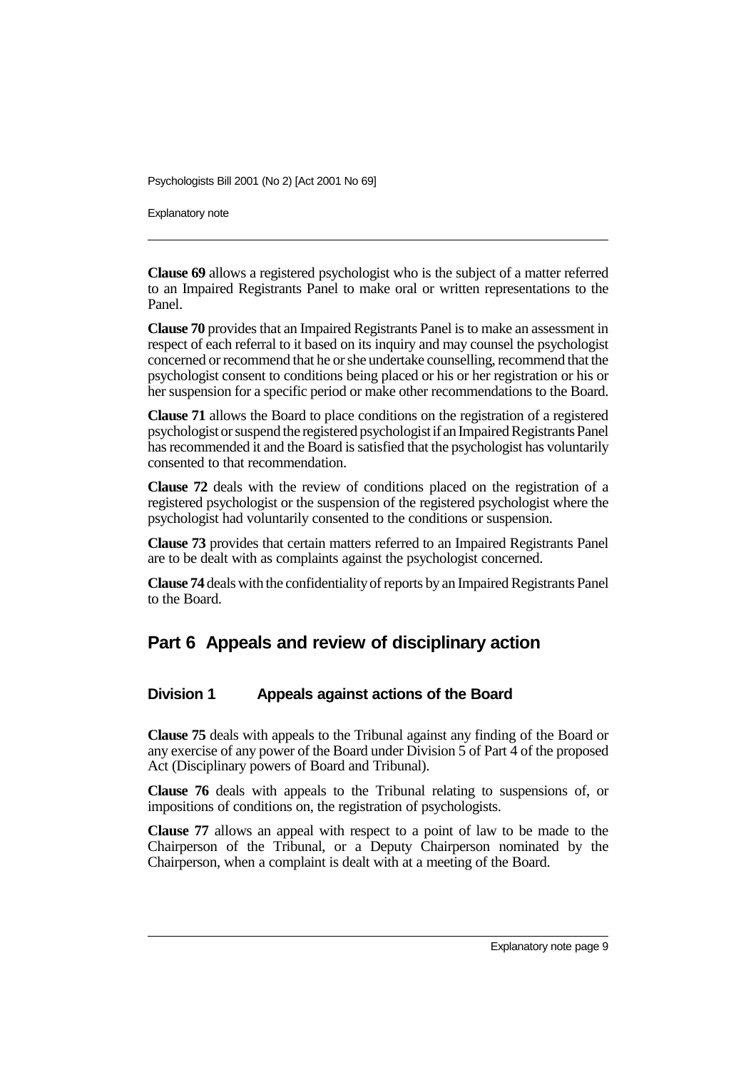**Clause 69** allows a registered psychologist who is the subject of a matter referred to an Impaired Registrants Panel to make oral or written representations to the Panel.

**Clause 70** provides that an Impaired Registrants Panel is to make an assessment in respect of each referral to it based on its inquiry and may counsel the psychologist concerned or recommend that he or she undertake counselling, recommend that the psychologist consent to conditions being placed or his or her registration or his or her suspension for a specific period or make other recommendations to the Board.

**Clause 71** allows the Board to place conditions on the registration of a registered psychologist or suspend the registered psychologist if an Impaired Registrants Panel has recommended it and the Board is satisfied that the psychologist has voluntarily consented to that recommendation.

**Clause 72** deals with the review of conditions placed on the registration of a registered psychologist or the suspension of the registered psychologist where the psychologist had voluntarily consented to the conditions or suspension.

**Clause 73** provides that certain matters referred to an Impaired Registrants Panel are to be dealt with as complaints against the psychologist concerned.

**Clause 74** deals with the confidentiality of reports by an Impaired Registrants Panel to the Board.

## Part 6 Appeals and review of disciplinary action

### Division 1 Appeals against actions of the Board

**Clause 75** deals with appeals to the Tribunal against any finding of the Board or any exercise of any power of the Board under Division 5 of Part 4 of the proposed Act (Disciplinary powers of Board and Tribunal).

**Clause 76** deals with appeals to the Tribunal relating to suspensions of, or impositions of conditions on, the registration of psychologists.

**Clause 77** allows an appeal with respect to a point of law to be made to the Chairperson of the Tribunal, or a Deputy Chairperson nominated by the Chairperson, when a complaint is dealt with at a meeting of the Board.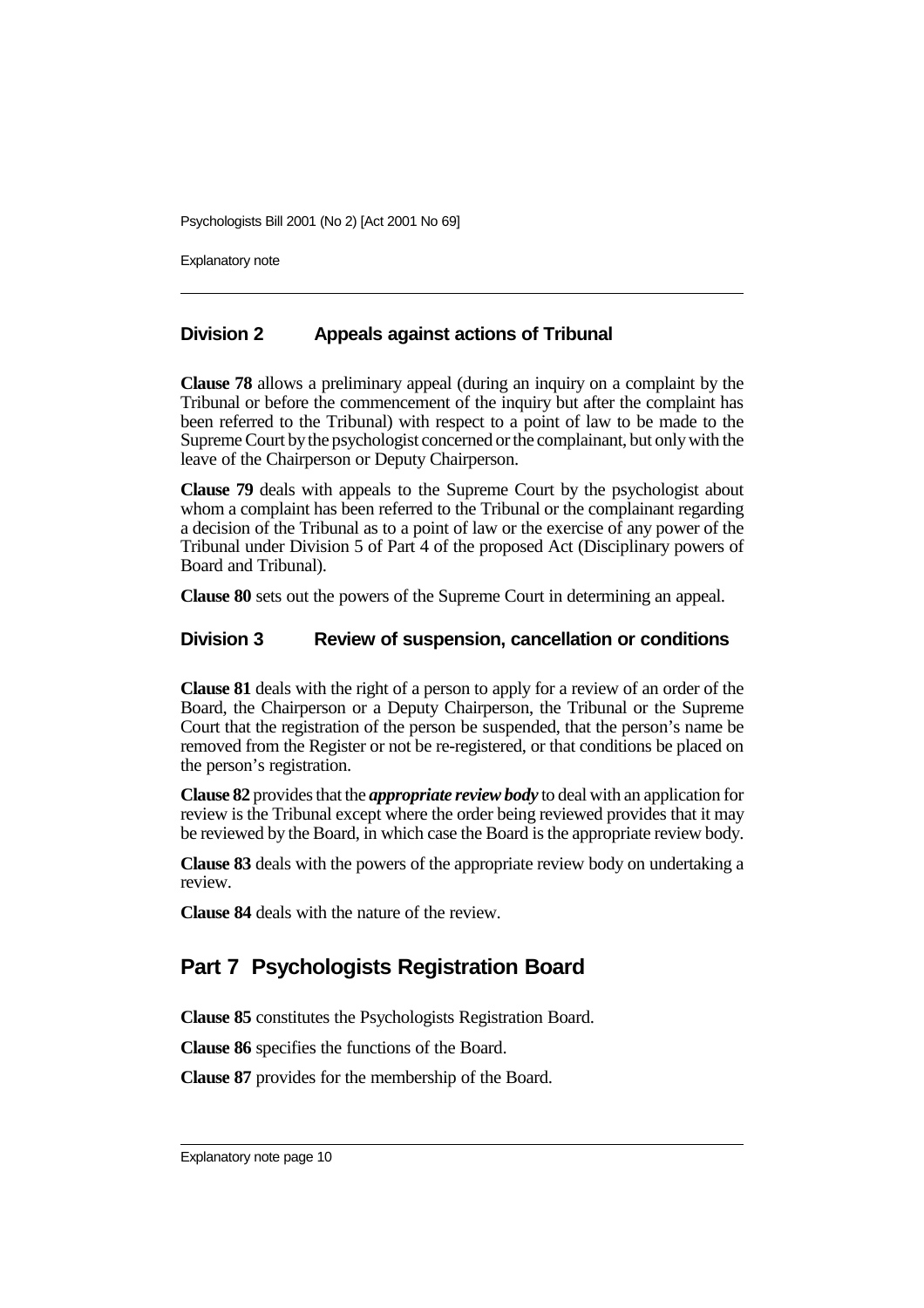### Division 2 Appeals against actions of Tribunal

**Clause 78** allows a preliminary appeal (during an inquiry on a complaint by the Tribunal or before the commencement of the inquiry but after the complaint has been referred to the Tribunal) with respect to a point of law to be made to the Supreme Court by the psychologist concerned or the complainant, but only with the leave of the Chairperson or Deputy Chairperson.

**Clause 79** deals with appeals to the Supreme Court by the psychologist about whom a complaint has been referred to the Tribunal or the complainant regarding a decision of the Tribunal as to a point of law or the exercise of any power of the Tribunal under Division 5 of Part 4 of the proposed Act (Disciplinary powers of Board and Tribunal).

**Clause 80** sets out the powers of the Supreme Court in determining an appeal.

### Division 3 Review of suspension, cancellation or conditions

**Clause 81** deals with the right of a person to apply for a review of an order of the Board, the Chairperson or a Deputy Chairperson, the Tribunal or the Supreme Court that the registration of the person be suspended, that the person's name be removed from the Register or not be re-registered, or that conditions be placed on the person's registration.

**Clause 82** provides that the ***appropriate review body*** to deal with an application for review is the Tribunal except where the order being reviewed provides that it may be reviewed by the Board, in which case the Board is the appropriate review body.

**Clause 83** deals with the powers of the appropriate review body on undertaking a review.

**Clause 84** deals with the nature of the review.

## Part 7 Psychologists Registration Board

**Clause 85** constitutes the Psychologists Registration Board.

**Clause 86** specifies the functions of the Board.

**Clause 87** provides for the membership of the Board.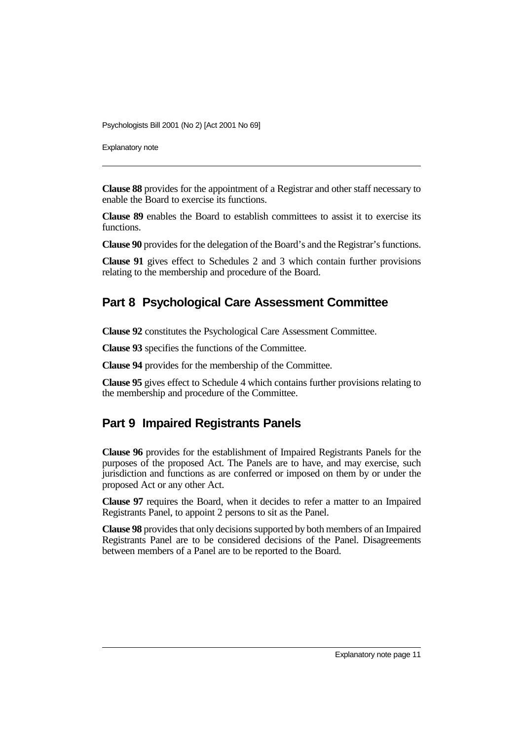**Clause 88** provides for the appointment of a Registrar and other staff necessary to enable the Board to exercise its functions.

**Clause 89** enables the Board to establish committees to assist it to exercise its functions.

**Clause 90** provides for the delegation of the Board's and the Registrar's functions.

**Clause 91** gives effect to Schedules 2 and 3 which contain further provisions relating to the membership and procedure of the Board.

## Part 8 Psychological Care Assessment Committee

**Clause 92** constitutes the Psychological Care Assessment Committee.

**Clause 93** specifies the functions of the Committee.

**Clause 94** provides for the membership of the Committee.

**Clause 95** gives effect to Schedule 4 which contains further provisions relating to the membership and procedure of the Committee.

## Part 9 Impaired Registrants Panels

**Clause 96** provides for the establishment of Impaired Registrants Panels for the purposes of the proposed Act. The Panels are to have, and may exercise, such jurisdiction and functions as are conferred or imposed on them by or under the proposed Act or any other Act.

**Clause 97** requires the Board, when it decides to refer a matter to an Impaired Registrants Panel, to appoint 2 persons to sit as the Panel.

**Clause 98** provides that only decisions supported by both members of an Impaired Registrants Panel are to be considered decisions of the Panel. Disagreements between members of a Panel are to be reported to the Board.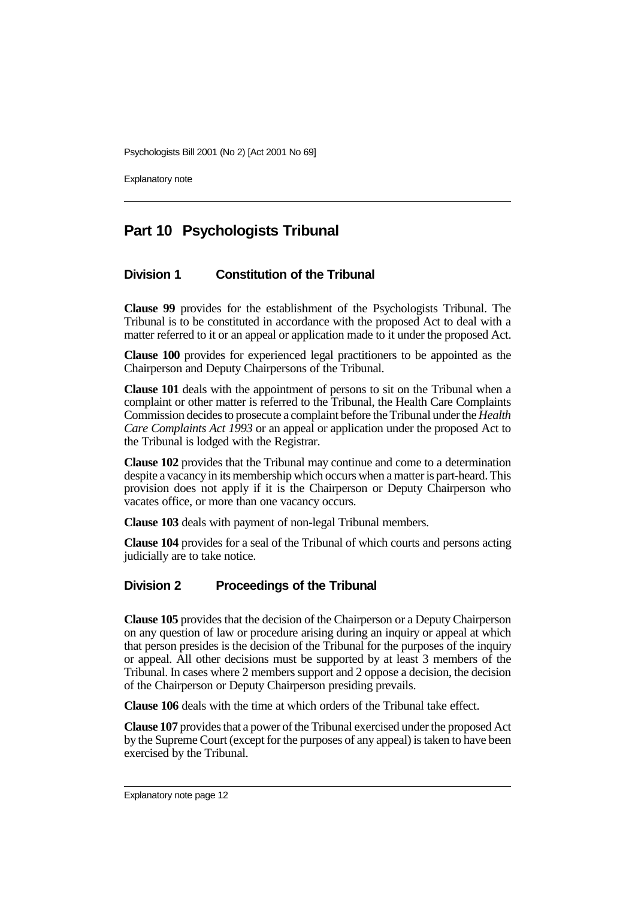## Part 10 Psychologists Tribunal

### Division 1 Constitution of the Tribunal

**Clause 99** provides for the establishment of the Psychologists Tribunal. The Tribunal is to be constituted in accordance with the proposed Act to deal with a matter referred to it or an appeal or application made to it under the proposed Act.

**Clause 100** provides for experienced legal practitioners to be appointed as the Chairperson and Deputy Chairpersons of the Tribunal.

**Clause 101** deals with the appointment of persons to sit on the Tribunal when a complaint or other matter is referred to the Tribunal, the Health Care Complaints Commission decides to prosecute a complaint before the Tribunal under the *Health Care Complaints Act 1993* or an appeal or application under the proposed Act to the Tribunal is lodged with the Registrar.

**Clause 102** provides that the Tribunal may continue and come to a determination despite a vacancy in its membership which occurs when a matter is part-heard. This provision does not apply if it is the Chairperson or Deputy Chairperson who vacates office, or more than one vacancy occurs.

**Clause 103** deals with payment of non-legal Tribunal members.

**Clause 104** provides for a seal of the Tribunal of which courts and persons acting judicially are to take notice.

### Division 2 Proceedings of the Tribunal

**Clause 105** provides that the decision of the Chairperson or a Deputy Chairperson on any question of law or procedure arising during an inquiry or appeal at which that person presides is the decision of the Tribunal for the purposes of the inquiry or appeal. All other decisions must be supported by at least 3 members of the Tribunal. In cases where 2 members support and 2 oppose a decision, the decision of the Chairperson or Deputy Chairperson presiding prevails.

**Clause 106** deals with the time at which orders of the Tribunal take effect.

**Clause 107** provides that a power of the Tribunal exercised under the proposed Act by the Supreme Court (except for the purposes of any appeal) is taken to have been exercised by the Tribunal.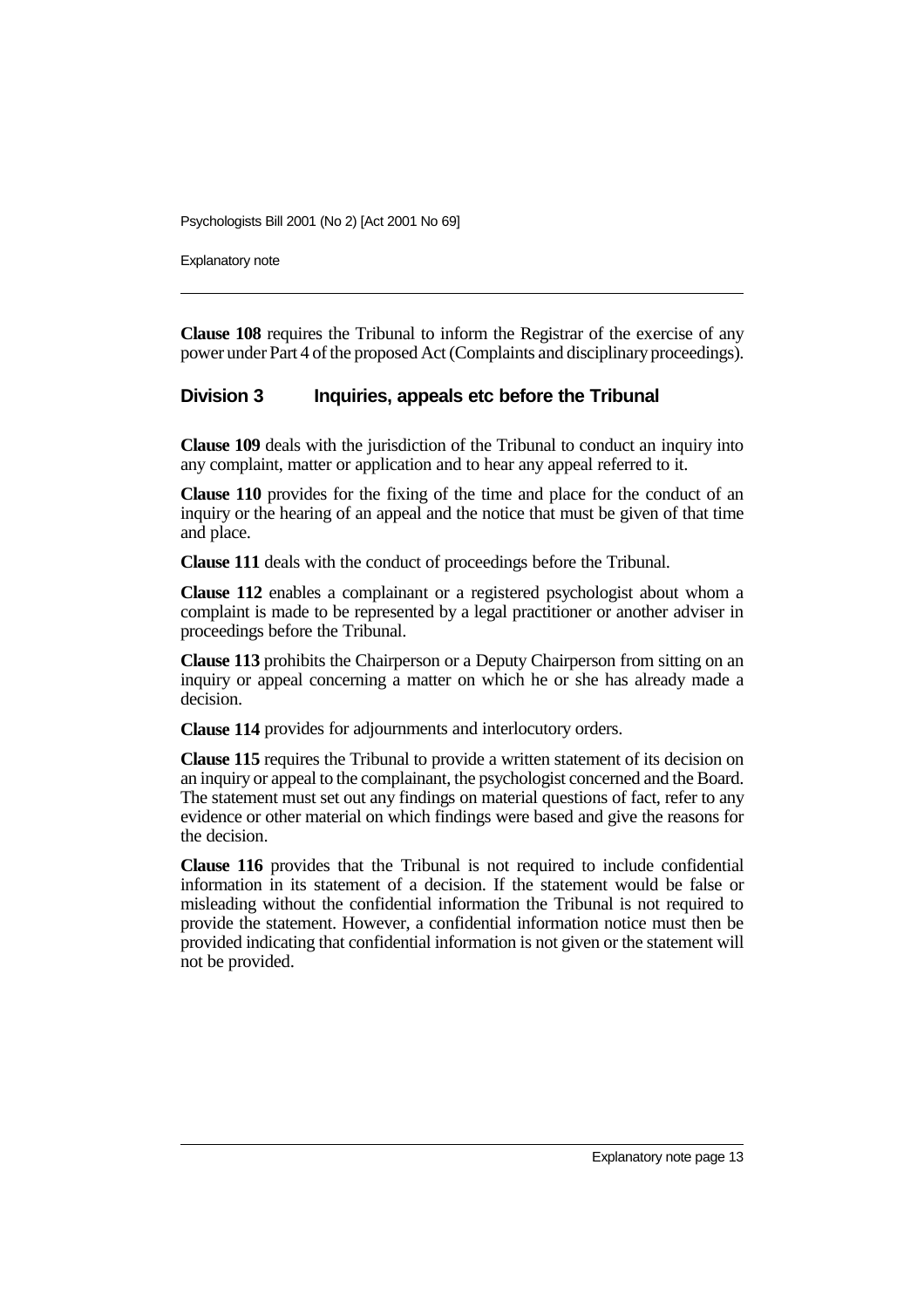**Clause 108** requires the Tribunal to inform the Registrar of the exercise of any power under Part 4 of the proposed Act (Complaints and disciplinary proceedings).

## Division 3 Inquiries, appeals etc before the Tribunal

**Clause 109** deals with the jurisdiction of the Tribunal to conduct an inquiry into any complaint, matter or application and to hear any appeal referred to it.

**Clause 110** provides for the fixing of the time and place for the conduct of an inquiry or the hearing of an appeal and the notice that must be given of that time and place.

**Clause 111** deals with the conduct of proceedings before the Tribunal.

**Clause 112** enables a complainant or a registered psychologist about whom a complaint is made to be represented by a legal practitioner or another adviser in proceedings before the Tribunal.

**Clause 113** prohibits the Chairperson or a Deputy Chairperson from sitting on an inquiry or appeal concerning a matter on which he or she has already made a decision.

**Clause 114** provides for adjournments and interlocutory orders.

**Clause 115** requires the Tribunal to provide a written statement of its decision on an inquiry or appeal to the complainant, the psychologist concerned and the Board. The statement must set out any findings on material questions of fact, refer to any evidence or other material on which findings were based and give the reasons for the decision.

**Clause 116** provides that the Tribunal is not required to include confidential information in its statement of a decision. If the statement would be false or misleading without the confidential information the Tribunal is not required to provide the statement. However, a confidential information notice must then be provided indicating that confidential information is not given or the statement will not be provided.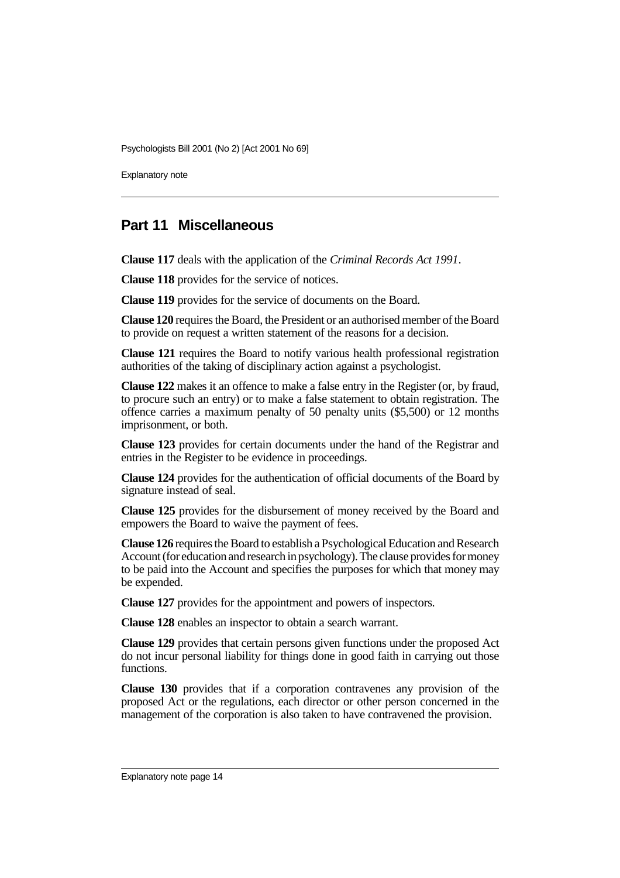## Part 11 Miscellaneous

**Clause 117** deals with the application of the *Criminal Records Act 1991*.

**Clause 118** provides for the service of notices.

**Clause 119** provides for the service of documents on the Board.

**Clause 120** requires the Board, the President or an authorised member of the Board to provide on request a written statement of the reasons for a decision.

**Clause 121** requires the Board to notify various health professional registration authorities of the taking of disciplinary action against a psychologist.

**Clause 122** makes it an offence to make a false entry in the Register (or, by fraud, to procure such an entry) or to make a false statement to obtain registration. The offence carries a maximum penalty of 50 penalty units ($5,500) or 12 months imprisonment, or both.

**Clause 123** provides for certain documents under the hand of the Registrar and entries in the Register to be evidence in proceedings.

**Clause 124** provides for the authentication of official documents of the Board by signature instead of seal.

**Clause 125** provides for the disbursement of money received by the Board and empowers the Board to waive the payment of fees.

**Clause 126** requires the Board to establish a Psychological Education and Research Account (for education and research in psychology). The clause provides for money to be paid into the Account and specifies the purposes for which that money may be expended.

**Clause 127** provides for the appointment and powers of inspectors.

**Clause 128** enables an inspector to obtain a search warrant.

**Clause 129** provides that certain persons given functions under the proposed Act do not incur personal liability for things done in good faith in carrying out those functions.

**Clause 130** provides that if a corporation contravenes any provision of the proposed Act or the regulations, each director or other person concerned in the management of the corporation is also taken to have contravened the provision.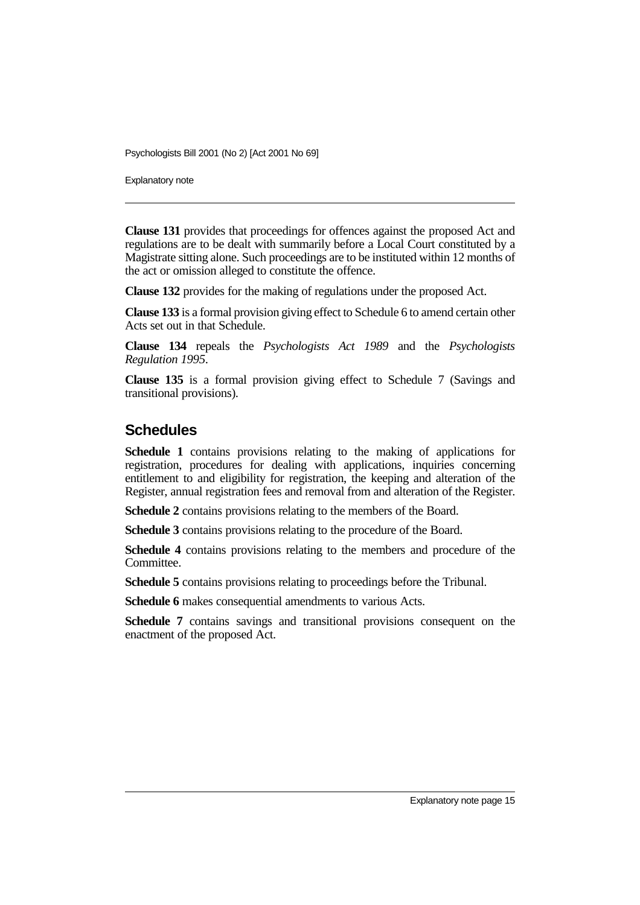**Clause 131** provides that proceedings for offences against the proposed Act and regulations are to be dealt with summarily before a Local Court constituted by a Magistrate sitting alone. Such proceedings are to be instituted within 12 months of the act or omission alleged to constitute the offence.

**Clause 132** provides for the making of regulations under the proposed Act.

**Clause 133** is a formal provision giving effect to Schedule 6 to amend certain other Acts set out in that Schedule.

**Clause 134** repeals the *Psychologists Act 1989* and the *Psychologists Regulation 1995*.

**Clause 135** is a formal provision giving effect to Schedule 7 (Savings and transitional provisions).

## Schedules

**Schedule 1** contains provisions relating to the making of applications for registration, procedures for dealing with applications, inquiries concerning entitlement to and eligibility for registration, the keeping and alteration of the Register, annual registration fees and removal from and alteration of the Register.

**Schedule 2** contains provisions relating to the members of the Board.

**Schedule 3** contains provisions relating to the procedure of the Board.

**Schedule 4** contains provisions relating to the members and procedure of the Committee.

**Schedule 5** contains provisions relating to proceedings before the Tribunal.

**Schedule 6** makes consequential amendments to various Acts.

**Schedule 7** contains savings and transitional provisions consequent on the enactment of the proposed Act.